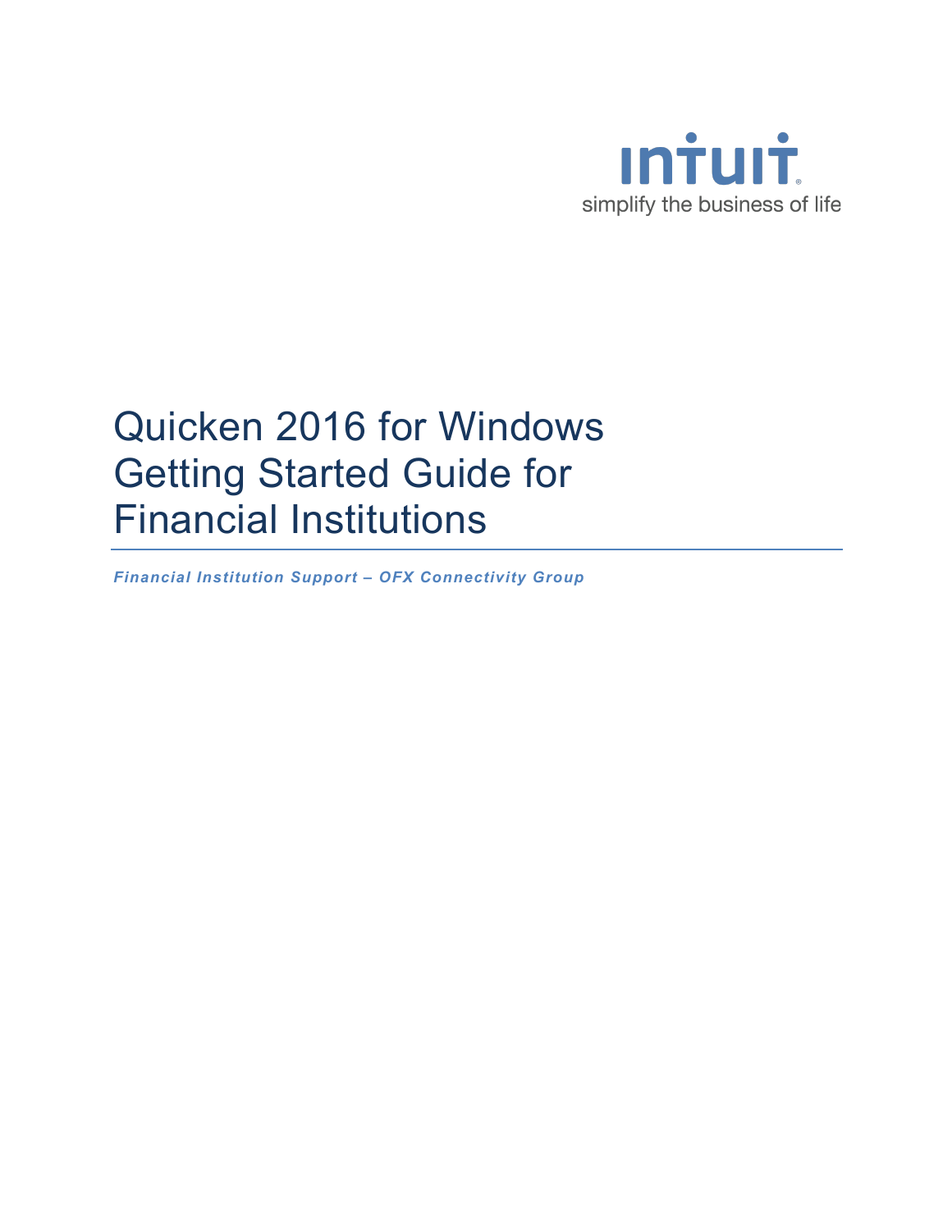intuit

simplify the business of life

# Quicken 2016 for Windows Getting Started Guide for Financial Institutions

***Financial Institution Support – OFX Connectivity Group***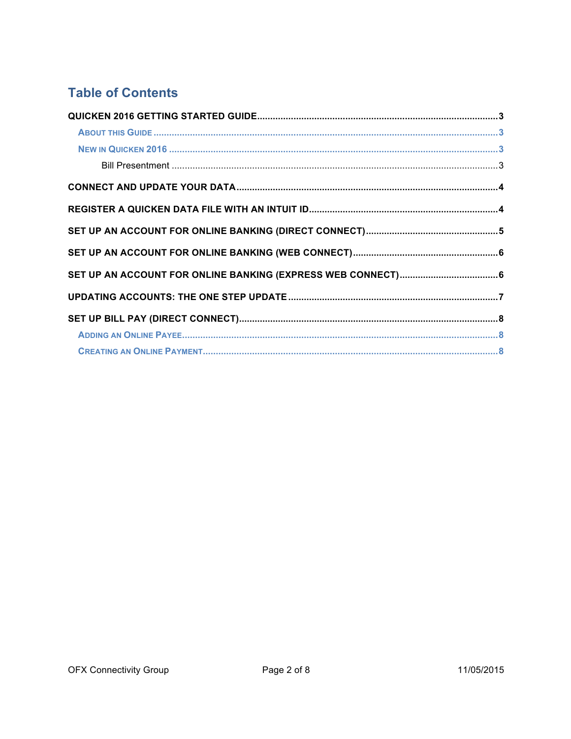# Table of Contents

**QUICKEN 2016 GETTING STARTED GUIDE** .......... 3

- About this Guide .......... 3
- New in Quicken 2016 .......... 3
  - Bill Presentment .......... 3

**CONNECT AND UPDATE YOUR DATA** .......... 4

**REGISTER A QUICKEN DATA FILE WITH AN INTUIT ID** .......... 4

**SET UP AN ACCOUNT FOR ONLINE BANKING (DIRECT CONNECT)** .......... 5

**SET UP AN ACCOUNT FOR ONLINE BANKING (WEB CONNECT)** .......... 6

**SET UP AN ACCOUNT FOR ONLINE BANKING (EXPRESS WEB CONNECT)** .......... 6

**UPDATING ACCOUNTS: THE ONE STEP UPDATE** .......... 7

**SET UP BILL PAY (DIRECT CONNECT)** .......... 8

- Adding an Online Payee .......... 8
- Creating an Online Payment .......... 8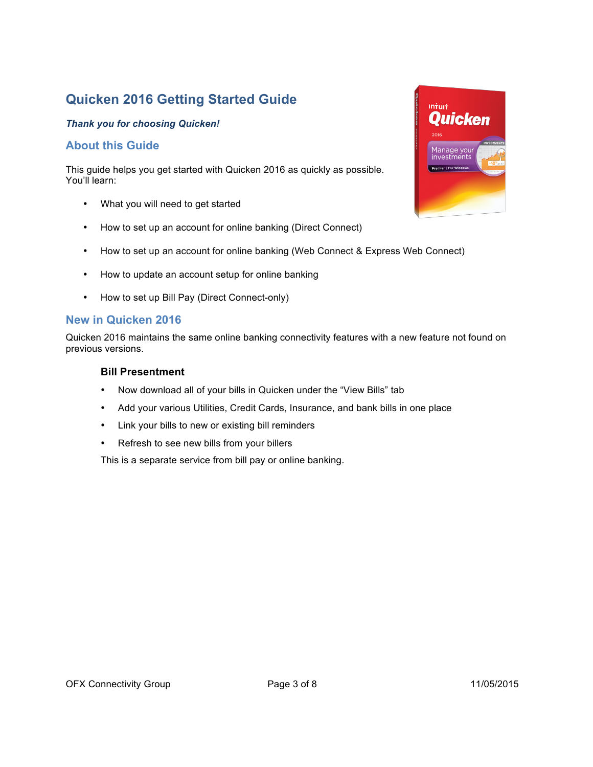# Quicken 2016 Getting Started Guide

***Thank you for choosing Quicken!***

## About this Guide

This guide helps you get started with Quicken 2016 as quickly as possible. You'll learn:

- What you will need to get started
- How to set up an account for online banking (Direct Connect)
- How to set up an account for online banking (Web Connect & Express Web Connect)
- How to update an account setup for online banking
- How to set up Bill Pay (Direct Connect-only)

## New in Quicken 2016

Quicken 2016 maintains the same online banking connectivity features with a new feature not found on previous versions.

### Bill Presentment

- Now download all of your bills in Quicken under the "View Bills" tab
- Add your various Utilities, Credit Cards, Insurance, and bank bills in one place
- Link your bills to new or existing bill reminders
- Refresh to see new bills from your billers

This is a separate service from bill pay or online banking.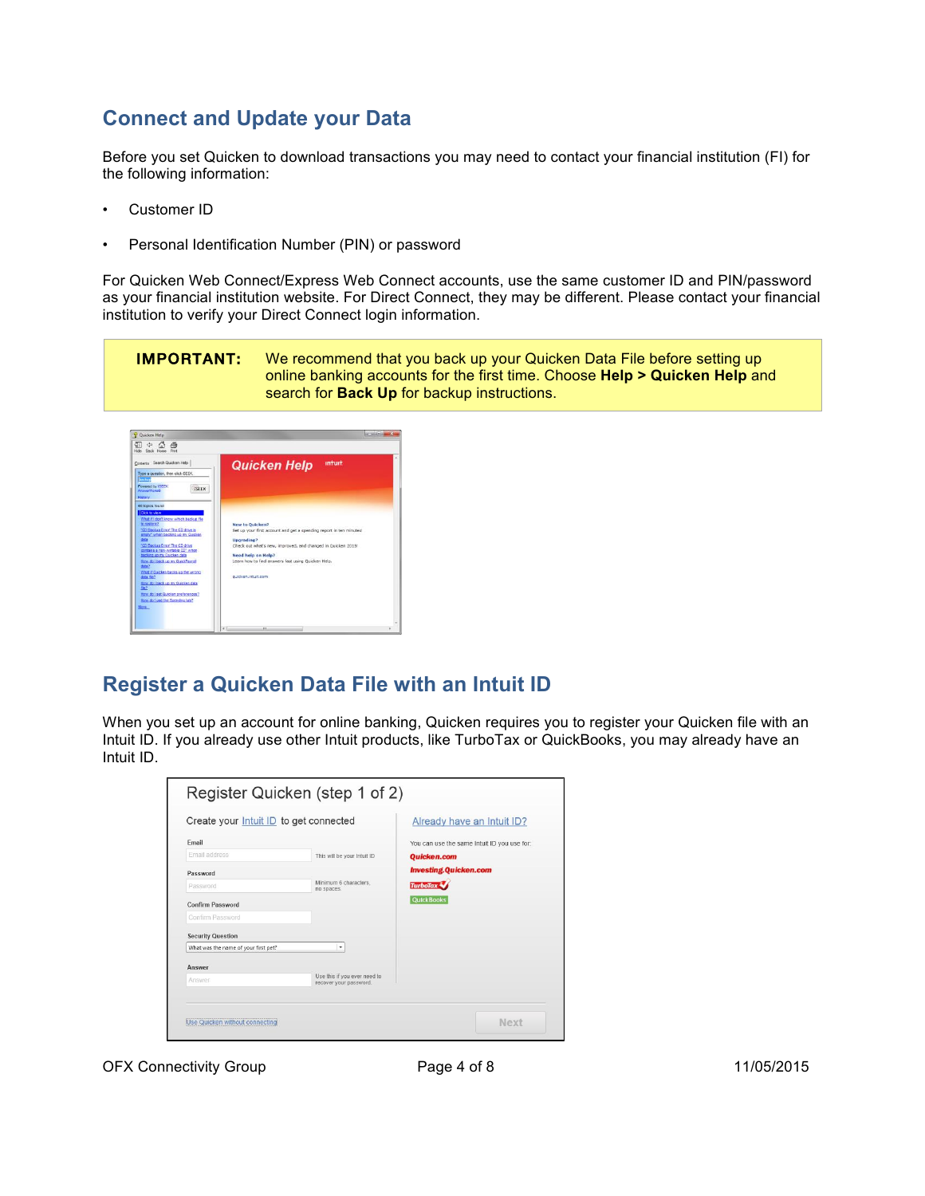## Connect and Update your Data

Before you set Quicken to download transactions you may need to contact your financial institution (FI) for the following information:

- Customer ID
- Personal Identification Number (PIN) or password

For Quicken Web Connect/Express Web Connect accounts, use the same customer ID and PIN/password as your financial institution website. For Direct Connect, they may be different. Please contact your financial institution to verify your Direct Connect login information.

> **IMPORTANT:** We recommend that you back up your Quicken Data File before setting up online banking accounts for the first time. Choose **Help > Quicken Help** and search for **Back Up** for backup instructions.

## Register a Quicken Data File with an Intuit ID

When you set up an account for online banking, Quicken requires you to register your Quicken file with an Intuit ID. If you already use other Intuit products, like TurboTax or QuickBooks, you may already have an Intuit ID.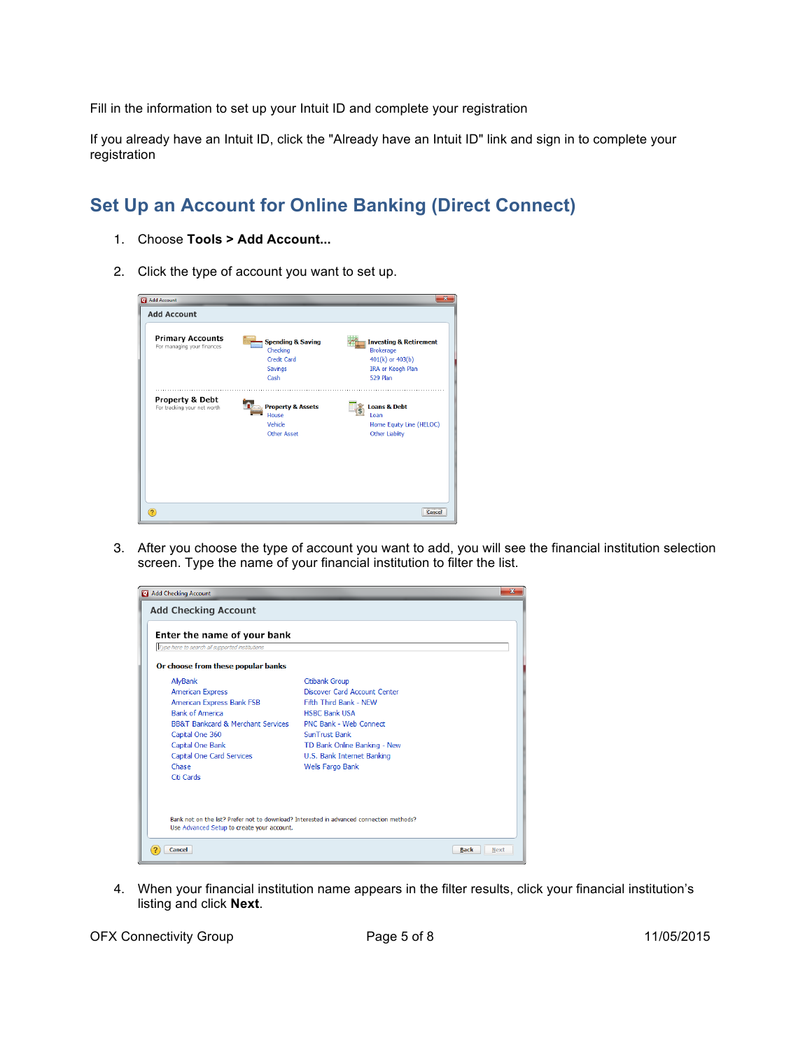Fill in the information to set up your Intuit ID and complete your registration

If you already have an Intuit ID, click the "Already have an Intuit ID" link and sign in to complete your registration

## Set Up an Account for Online Banking (Direct Connect)

1. Choose **Tools > Add Account...**

2. Click the type of account you want to set up.

3. After you choose the type of account you want to add, you will see the financial institution selection screen. Type the name of your financial institution to filter the list.

4. When your financial institution name appears in the filter results, click your financial institution's listing and click **Next**.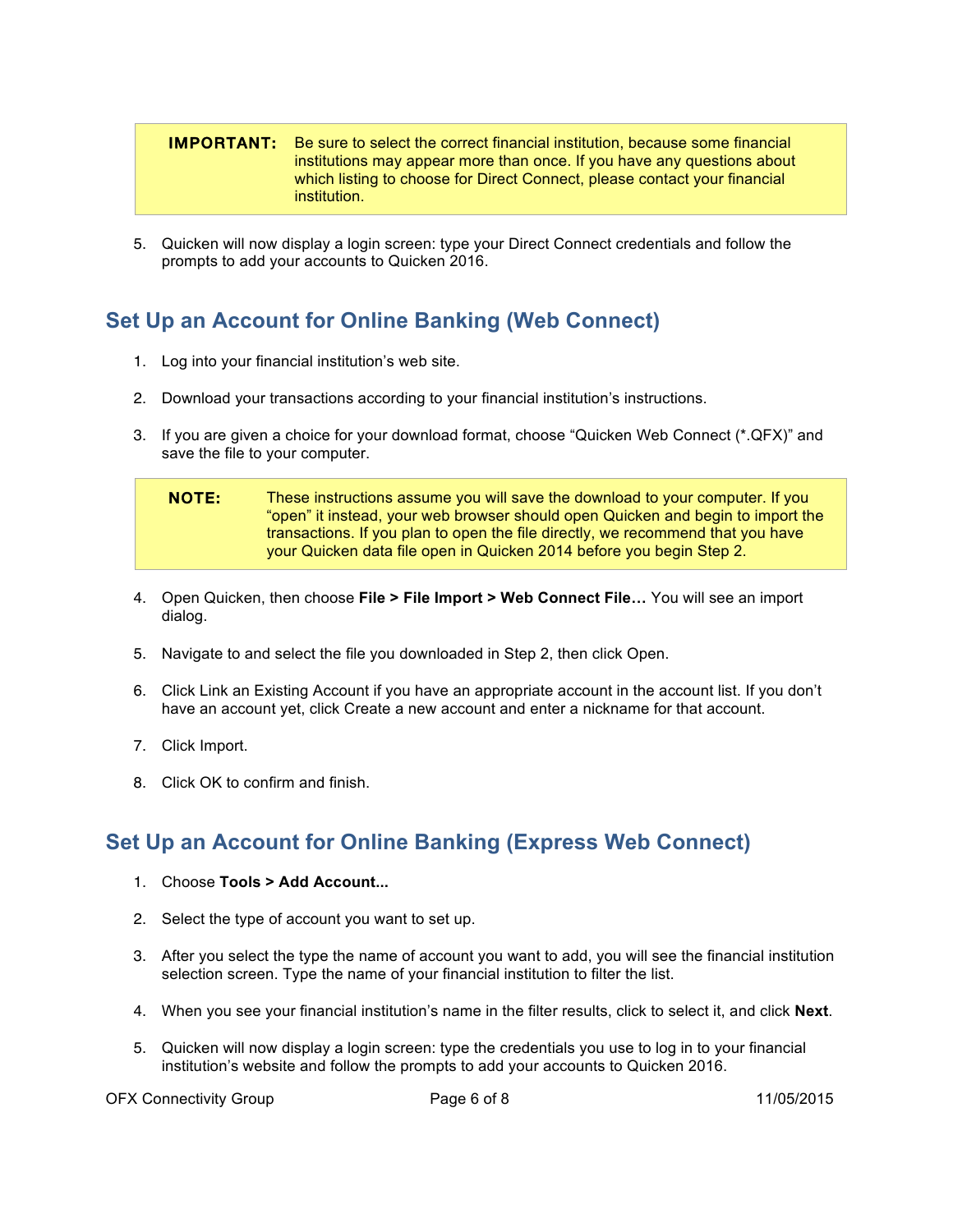> **IMPORTANT:** Be sure to select the correct financial institution, because some financial institutions may appear more than once. If you have any questions about which listing to choose for Direct Connect, please contact your financial institution.

5. Quicken will now display a login screen: type your Direct Connect credentials and follow the prompts to add your accounts to Quicken 2016.

## Set Up an Account for Online Banking (Web Connect)

1. Log into your financial institution's web site.

2. Download your transactions according to your financial institution's instructions.

3. If you are given a choice for your download format, choose "Quicken Web Connect (*.QFX)" and save the file to your computer.

> **NOTE:** These instructions assume you will save the download to your computer. If you "open" it instead, your web browser should open Quicken and begin to import the transactions. If you plan to open the file directly, we recommend that you have your Quicken data file open in Quicken 2014 before you begin Step 2.

4. Open Quicken, then choose **File > File Import > Web Connect File…** You will see an import dialog.

5. Navigate to and select the file you downloaded in Step 2, then click Open.

6. Click Link an Existing Account if you have an appropriate account in the account list. If you don't have an account yet, click Create a new account and enter a nickname for that account.

7. Click Import.

8. Click OK to confirm and finish.

## Set Up an Account for Online Banking (Express Web Connect)

1. Choose **Tools > Add Account...**

2. Select the type of account you want to set up.

3. After you select the type the name of account you want to add, you will see the financial institution selection screen. Type the name of your financial institution to filter the list.

4. When you see your financial institution's name in the filter results, click to select it, and click **Next**.

5. Quicken will now display a login screen: type the credentials you use to log in to your financial institution's website and follow the prompts to add your accounts to Quicken 2016.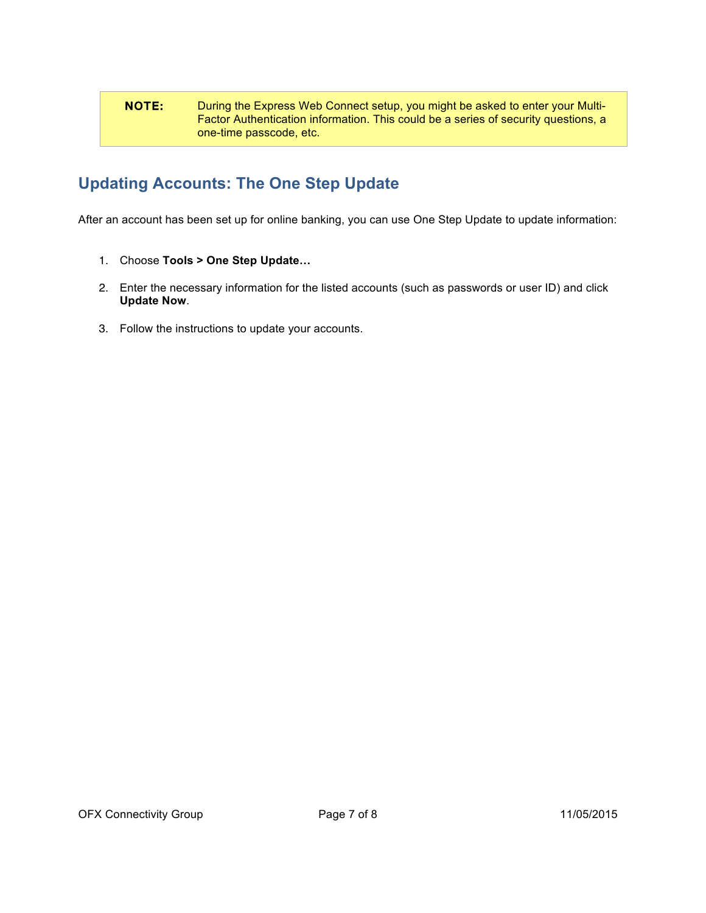> **NOTE:** During the Express Web Connect setup, you might be asked to enter your Multi-Factor Authentication information. This could be a series of security questions, a one-time passcode, etc.

## Updating Accounts: The One Step Update

After an account has been set up for online banking, you can use One Step Update to update information:

1. Choose **Tools > One Step Update…**
2. Enter the necessary information for the listed accounts (such as passwords or user ID) and click **Update Now**.
3. Follow the instructions to update your accounts.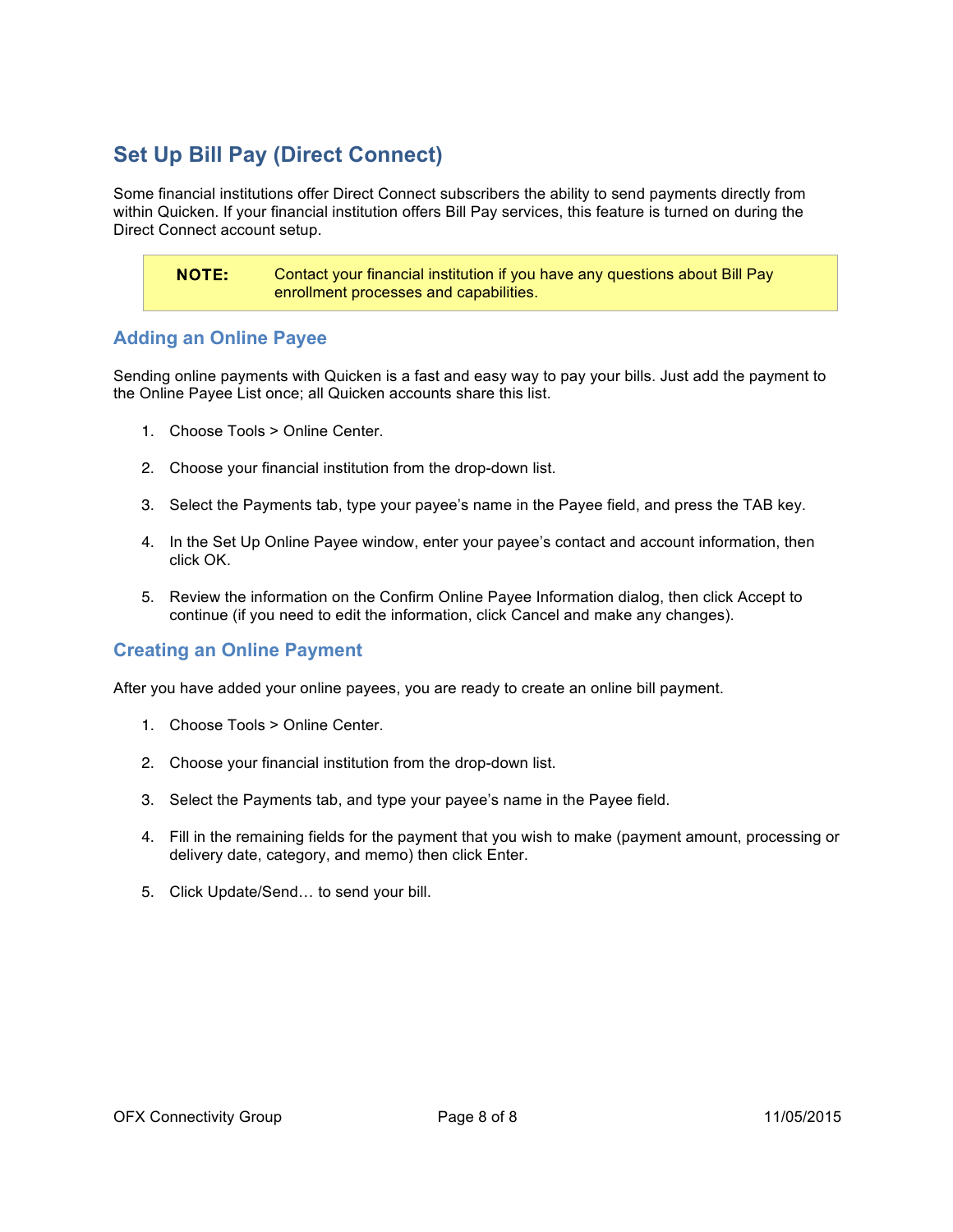## Set Up Bill Pay (Direct Connect)

Some financial institutions offer Direct Connect subscribers the ability to send payments directly from within Quicken. If your financial institution offers Bill Pay services, this feature is turned on during the Direct Connect account setup.

> **NOTE:** Contact your financial institution if you have any questions about Bill Pay enrollment processes and capabilities.

### Adding an Online Payee

Sending online payments with Quicken is a fast and easy way to pay your bills. Just add the payment to the Online Payee List once; all Quicken accounts share this list.

1. Choose Tools > Online Center.
2. Choose your financial institution from the drop-down list.
3. Select the Payments tab, type your payee's name in the Payee field, and press the TAB key.
4. In the Set Up Online Payee window, enter your payee's contact and account information, then click OK.
5. Review the information on the Confirm Online Payee Information dialog, then click Accept to continue (if you need to edit the information, click Cancel and make any changes).

### Creating an Online Payment

After you have added your online payees, you are ready to create an online bill payment.

1. Choose Tools > Online Center.
2. Choose your financial institution from the drop-down list.
3. Select the Payments tab, and type your payee's name in the Payee field.
4. Fill in the remaining fields for the payment that you wish to make (payment amount, processing or delivery date, category, and memo) then click Enter.
5. Click Update/Send… to send your bill.